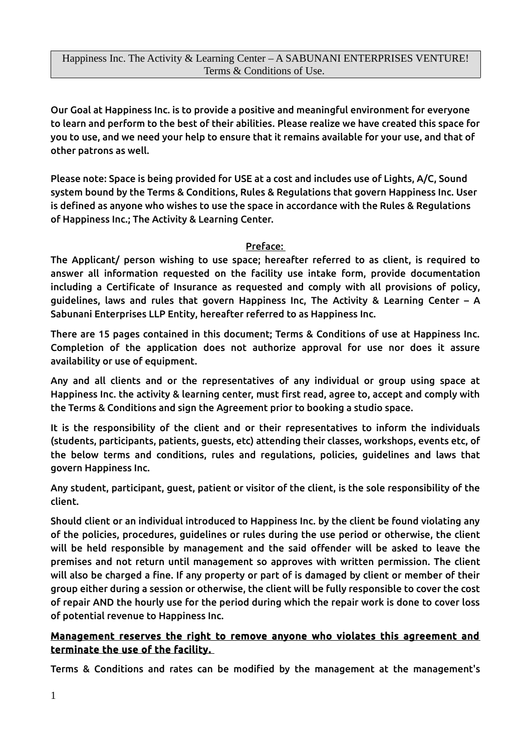Happiness Inc. The Activity & Learning Center – A SABUNANI ENTERPRISES VENTURE!
Terms & Conditions of Use.

Our Goal at Happiness Inc. is to provide a positive and meaningful environment for everyone to learn and perform to the best of their abilities. Please realize we have created this space for you to use, and we need your help to ensure that it remains available for your use, and that of other patrons as well.

Please note: Space is being provided for USE at a cost and includes use of Lights, A/C, Sound system bound by the Terms & Conditions, Rules & Regulations that govern Happiness Inc. User is defined as anyone who wishes to use the space in accordance with the Rules & Regulations of Happiness Inc.; The Activity & Learning Center.

## Preface:

The Applicant/ person wishing to use space; hereafter referred to as client, is required to answer all information requested on the facility use intake form, provide documentation including a Certificate of Insurance as requested and comply with all provisions of policy, guidelines, laws and rules that govern Happiness Inc, The Activity & Learning Center – A Sabunani Enterprises LLP Entity, hereafter referred to as Happiness Inc.

There are 15 pages contained in this document; Terms & Conditions of use at Happiness Inc. Completion of the application does not authorize approval for use nor does it assure availability or use of equipment.

Any and all clients and or the representatives of any individual or group using space at Happiness Inc. the activity & learning center, must first read, agree to, accept and comply with the Terms & Conditions and sign the Agreement prior to booking a studio space.

It is the responsibility of the client and or their representatives to inform the individuals (students, participants, patients, guests, etc) attending their classes, workshops, events etc, of the below terms and conditions, rules and regulations, policies, guidelines and laws that govern Happiness Inc.

Any student, participant, guest, patient or visitor of the client, is the sole responsibility of the client.

Should client or an individual introduced to Happiness Inc. by the client be found violating any of the policies, procedures, guidelines or rules during the use period or otherwise, the client will be held responsible by management and the said offender will be asked to leave the premises and not return until management so approves with written permission. The client will also be charged a fine. If any property or part of is damaged by client or member of their group either during a session or otherwise, the client will be fully responsible to cover the cost of repair AND the hourly use for the period during which the repair work is done to cover loss of potential revenue to Happiness Inc.

**Management reserves the right to remove anyone who violates this agreement and terminate the use of the facility.**

Terms & Conditions and rates can be modified by the management at the management's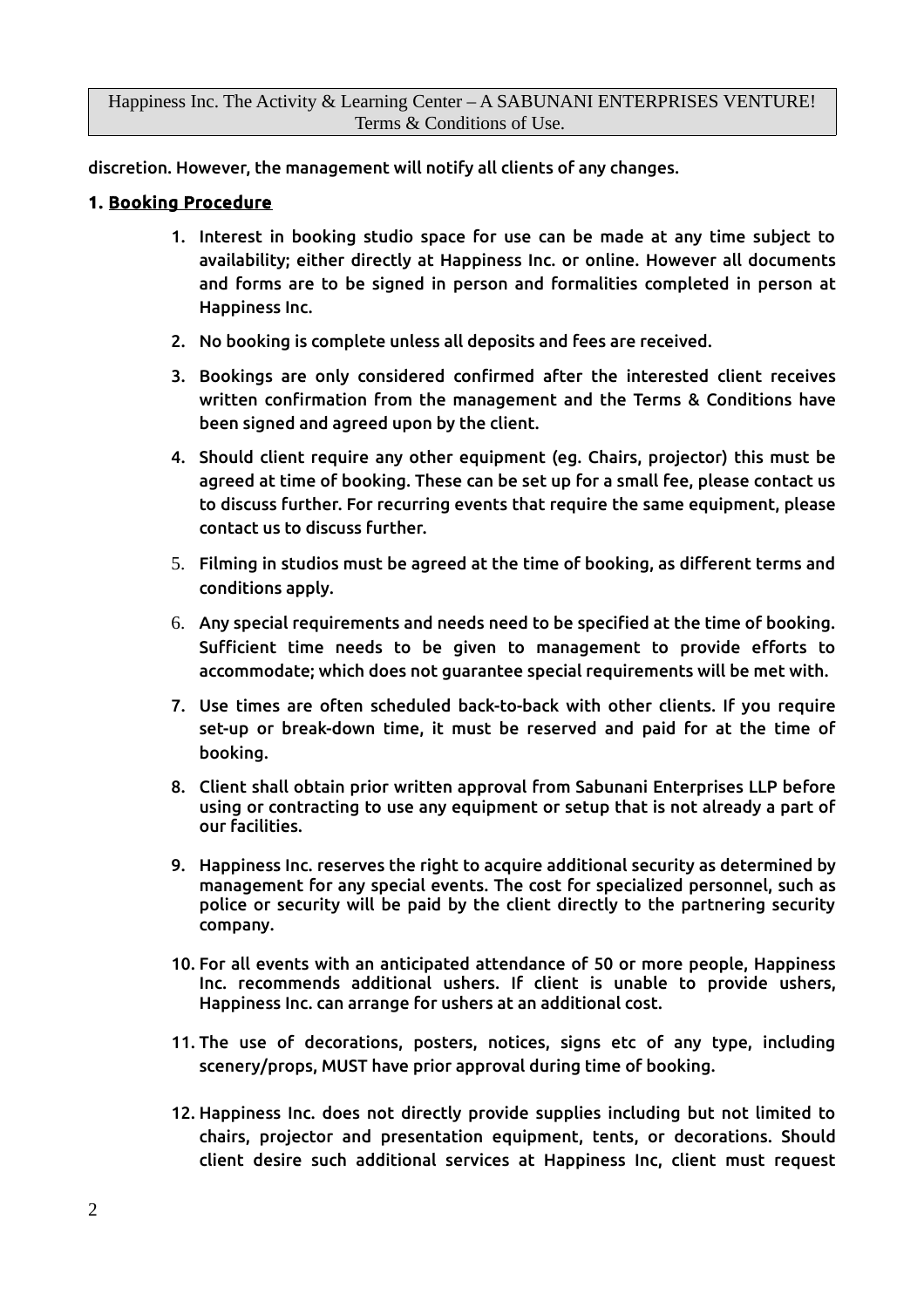discretion. However, the management will notify all clients of any changes.

**1. Booking Procedure**

1. Interest in booking studio space for use can be made at any time subject to availability; either directly at Happiness Inc. or online. However all documents and forms are to be signed in person and formalities completed in person at Happiness Inc.
2. No booking is complete unless all deposits and fees are received.
3. Bookings are only considered confirmed after the interested client receives written confirmation from the management and the Terms & Conditions have been signed and agreed upon by the client.
4. Should client require any other equipment (eg. Chairs, projector) this must be agreed at time of booking. These can be set up for a small fee, please contact us to discuss further. For recurring events that require the same equipment, please contact us to discuss further.
5. Filming in studios must be agreed at the time of booking, as different terms and conditions apply.
6. Any special requirements and needs need to be specified at the time of booking. Sufficient time needs to be given to management to provide efforts to accommodate; which does not guarantee special requirements will be met with.
7. Use times are often scheduled back-to-back with other clients. If you require set-up or break-down time, it must be reserved and paid for at the time of booking.
8. Client shall obtain prior written approval from Sabunani Enterprises LLP before using or contracting to use any equipment or setup that is not already a part of our facilities.
9. Happiness Inc. reserves the right to acquire additional security as determined by management for any special events. The cost for specialized personnel, such as police or security will be paid by the client directly to the partnering security company.
10. For all events with an anticipated attendance of 50 or more people, Happiness Inc. recommends additional ushers. If client is unable to provide ushers, Happiness Inc. can arrange for ushers at an additional cost.
11. The use of decorations, posters, notices, signs etc of any type, including scenery/props, MUST have prior approval during time of booking.
12. Happiness Inc. does not directly provide supplies including but not limited to chairs, projector and presentation equipment, tents, or decorations. Should client desire such additional services at Happiness Inc, client must request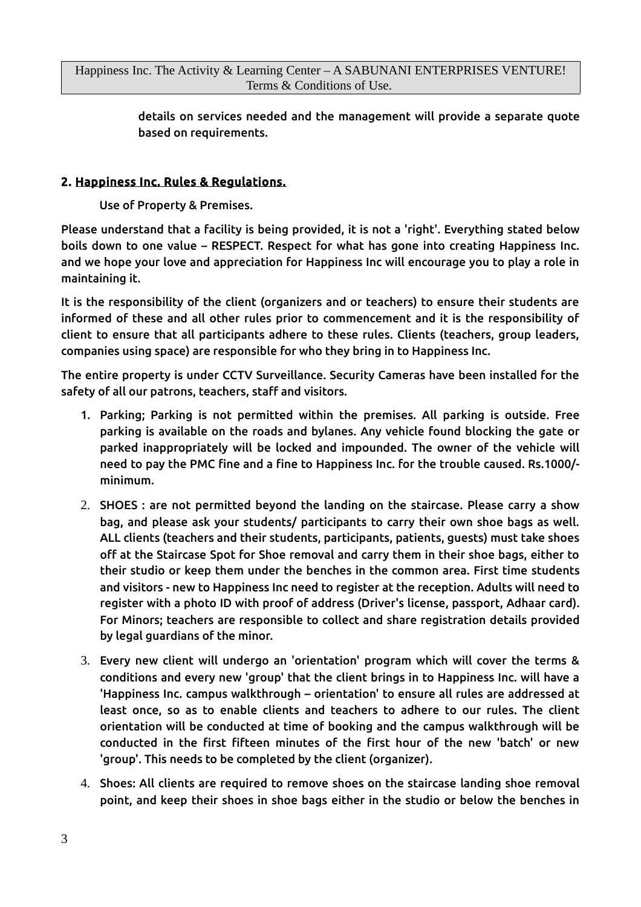details on services needed and the management will provide a separate quote based on requirements.

## 2. Happiness Inc. Rules & Regulations.

Use of Property & Premises.

Please understand that a facility is being provided, it is not a 'right'. Everything stated below boils down to one value – RESPECT. Respect for what has gone into creating Happiness Inc. and we hope your love and appreciation for Happiness Inc will encourage you to play a role in maintaining it.

It is the responsibility of the client (organizers and or teachers) to ensure their students are informed of these and all other rules prior to commencement and it is the responsibility of client to ensure that all participants adhere to these rules. Clients (teachers, group leaders, companies using space) are responsible for who they bring in to Happiness Inc.

The entire property is under CCTV Surveillance. Security Cameras have been installed for the safety of all our patrons, teachers, staff and visitors.

1. Parking; Parking is not permitted within the premises. All parking is outside. Free parking is available on the roads and bylanes. Any vehicle found blocking the gate or parked inappropriately will be locked and impounded. The owner of the vehicle will need to pay the PMC fine and a fine to Happiness Inc. for the trouble caused. Rs.1000/- minimum.
2. SHOES : are not permitted beyond the landing on the staircase. Please carry a show bag, and please ask your students/ participants to carry their own shoe bags as well. ALL clients (teachers and their students, participants, patients, guests) must take shoes off at the Staircase Spot for Shoe removal and carry them in their shoe bags, either to their studio or keep them under the benches in the common area. First time students and visitors - new to Happiness Inc need to register at the reception. Adults will need to register with a photo ID with proof of address (Driver's license, passport, Adhaar card). For Minors; teachers are responsible to collect and share registration details provided by legal guardians of the minor.
3. Every new client will undergo an 'orientation' program which will cover the terms & conditions and every new 'group' that the client brings in to Happiness Inc. will have a 'Happiness Inc. campus walkthrough – orientation' to ensure all rules are addressed at least once, so as to enable clients and teachers to adhere to our rules. The client orientation will be conducted at time of booking and the campus walkthrough will be conducted in the first fifteen minutes of the first hour of the new 'batch' or new 'group'. This needs to be completed by the client (organizer).
4. Shoes: All clients are required to remove shoes on the staircase landing shoe removal point, and keep their shoes in shoe bags either in the studio or below the benches in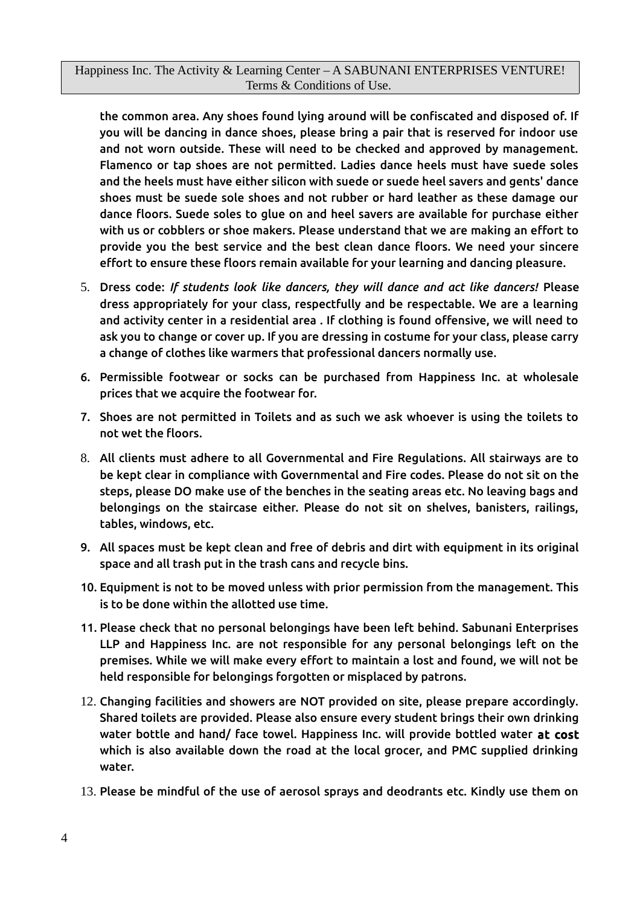the common area. Any shoes found lying around will be confiscated and disposed of. If you will be dancing in dance shoes, please bring a pair that is reserved for indoor use and not worn outside. These will need to be checked and approved by management. Flamenco or tap shoes are not permitted. Ladies dance heels must have suede soles and the heels must have either silicon with suede or suede heel savers and gents' dance shoes must be suede sole shoes and not rubber or hard leather as these damage our dance floors. Suede soles to glue on and heel savers are available for purchase either with us or cobblers or shoe makers. Please understand that we are making an effort to provide you the best service and the best clean dance floors. We need your sincere effort to ensure these floors remain available for your learning and dancing pleasure.

5. Dress code: *If students look like dancers, they will dance and act like dancers!* Please dress appropriately for your class, respectfully and be respectable. We are a learning and activity center in a residential area . If clothing is found offensive, we will need to ask you to change or cover up. If you are dressing in costume for your class, please carry a change of clothes like warmers that professional dancers normally use.
6. Permissible footwear or socks can be purchased from Happiness Inc. at wholesale prices that we acquire the footwear for.
7. Shoes are not permitted in Toilets and as such we ask whoever is using the toilets to not wet the floors.
8. All clients must adhere to all Governmental and Fire Regulations. All stairways are to be kept clear in compliance with Governmental and Fire codes. Please do not sit on the steps, please DO make use of the benches in the seating areas etc. No leaving bags and belongings on the staircase either. Please do not sit on shelves, banisters, railings, tables, windows, etc.
9. All spaces must be kept clean and free of debris and dirt with equipment in its original space and all trash put in the trash cans and recycle bins.
10. Equipment is not to be moved unless with prior permission from the management. This is to be done within the allotted use time.
11. Please check that no personal belongings have been left behind. Sabunani Enterprises LLP and Happiness Inc. are not responsible for any personal belongings left on the premises. While we will make every effort to maintain a lost and found, we will not be held responsible for belongings forgotten or misplaced by patrons.
12. Changing facilities and showers are NOT provided on site, please prepare accordingly. Shared toilets are provided. Please also ensure every student brings their own drinking water bottle and hand/ face towel. Happiness Inc. will provide bottled water **at cost** which is also available down the road at the local grocer, and PMC supplied drinking water.
13. Please be mindful of the use of aerosol sprays and deodrants etc. Kindly use them on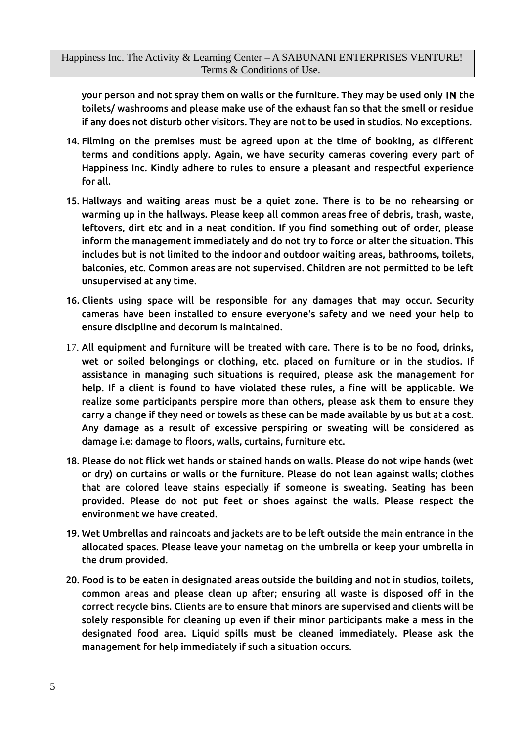your person and not spray them on walls or the furniture. They may be used only **IN** the toilets/ washrooms and please make use of the exhaust fan so that the smell or residue if any does not disturb other visitors. They are not to be used in studios. No exceptions.

14. Filming on the premises must be agreed upon at the time of booking, as different terms and conditions apply. Again, we have security cameras covering every part of Happiness Inc. Kindly adhere to rules to ensure a pleasant and respectful experience for all.

15. Hallways and waiting areas must be a quiet zone. There is to be no rehearsing or warming up in the hallways. Please keep all common areas free of debris, trash, waste, leftovers, dirt etc and in a neat condition. If you find something out of order, please inform the management immediately and do not try to force or alter the situation. This includes but is not limited to the indoor and outdoor waiting areas, bathrooms, toilets, balconies, etc. Common areas are not supervised. Children are not permitted to be left unsupervised at any time.

16. Clients using space will be responsible for any damages that may occur. Security cameras have been installed to ensure everyone's safety and we need your help to ensure discipline and decorum is maintained.

17. All equipment and furniture will be treated with care. There is to be no food, drinks, wet or soiled belongings or clothing, etc. placed on furniture or in the studios. If assistance in managing such situations is required, please ask the management for help. If a client is found to have violated these rules, a fine will be applicable. We realize some participants perspire more than others, please ask them to ensure they carry a change if they need or towels as these can be made available by us but at a cost. Any damage as a result of excessive perspiring or sweating will be considered as damage i.e: damage to floors, walls, curtains, furniture etc.

18. Please do not flick wet hands or stained hands on walls. Please do not wipe hands (wet or dry) on curtains or walls or the furniture. Please do not lean against walls; clothes that are colored leave stains especially if someone is sweating. Seating has been provided. Please do not put feet or shoes against the walls. Please respect the environment we have created.

19. Wet Umbrellas and raincoats and jackets are to be left outside the main entrance in the allocated spaces. Please leave your nametag on the umbrella or keep your umbrella in the drum provided.

20. Food is to be eaten in designated areas outside the building and not in studios, toilets, common areas and please clean up after; ensuring all waste is disposed off in the correct recycle bins. Clients are to ensure that minors are supervised and clients will be solely responsible for cleaning up even if their minor participants make a mess in the designated food area. Liquid spills must be cleaned immediately. Please ask the management for help immediately if such a situation occurs.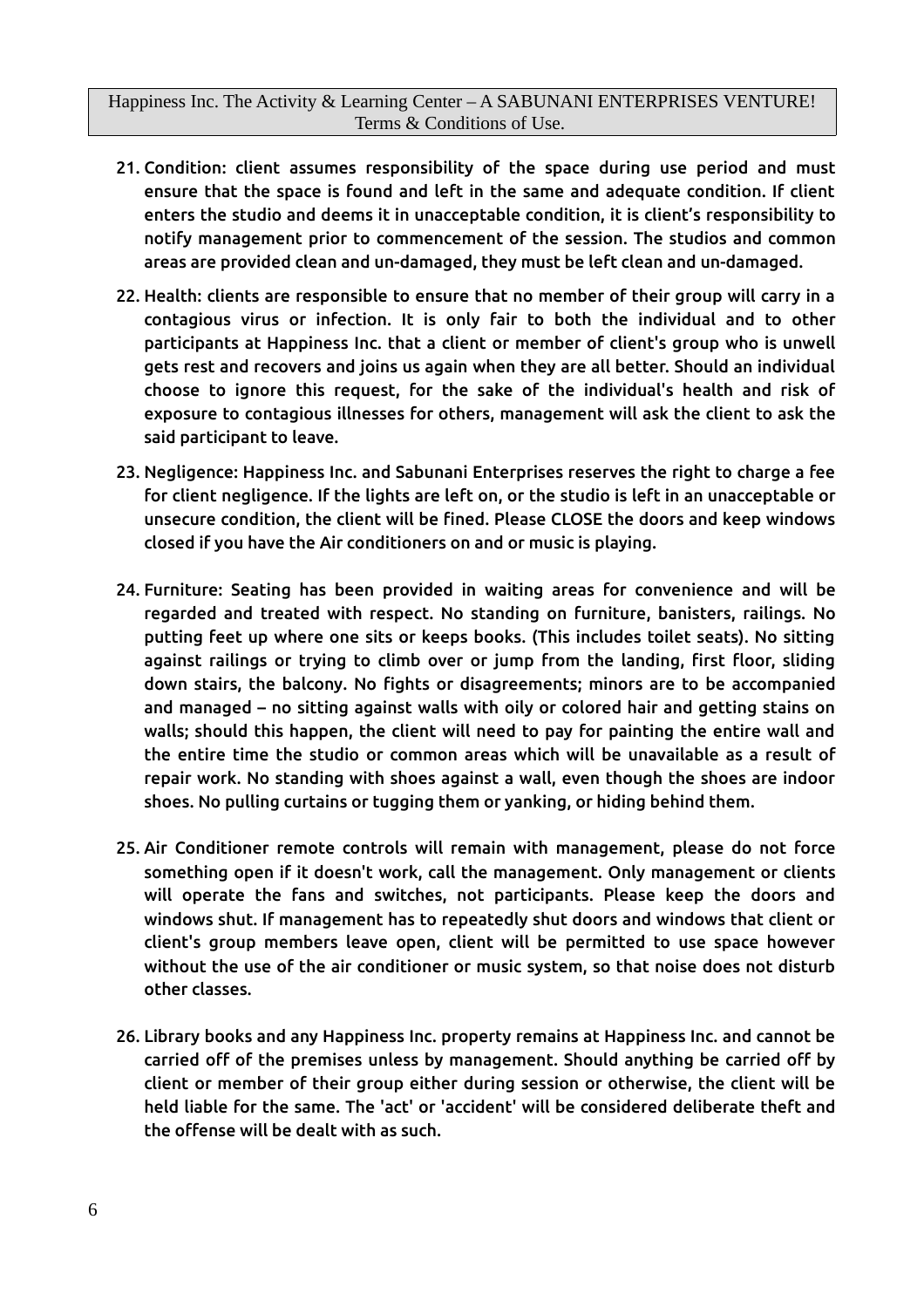21. Condition: client assumes responsibility of the space during use period and must ensure that the space is found and left in the same and adequate condition. If client enters the studio and deems it in unacceptable condition, it is client's responsibility to notify management prior to commencement of the session. The studios and common areas are provided clean and un-damaged, they must be left clean and un-damaged.

22. Health: clients are responsible to ensure that no member of their group will carry in a contagious virus or infection. It is only fair to both the individual and to other participants at Happiness Inc. that a client or member of client's group who is unwell gets rest and recovers and joins us again when they are all better. Should an individual choose to ignore this request, for the sake of the individual's health and risk of exposure to contagious illnesses for others, management will ask the client to ask the said participant to leave.

23. Negligence: Happiness Inc. and Sabunani Enterprises reserves the right to charge a fee for client negligence. If the lights are left on, or the studio is left in an unacceptable or unsecure condition, the client will be fined. Please CLOSE the doors and keep windows closed if you have the Air conditioners on and or music is playing.

24. Furniture: Seating has been provided in waiting areas for convenience and will be regarded and treated with respect. No standing on furniture, banisters, railings. No putting feet up where one sits or keeps books. (This includes toilet seats). No sitting against railings or trying to climb over or jump from the landing, first floor, sliding down stairs, the balcony. No fights or disagreements; minors are to be accompanied and managed – no sitting against walls with oily or colored hair and getting stains on walls; should this happen, the client will need to pay for painting the entire wall and the entire time the studio or common areas which will be unavailable as a result of repair work. No standing with shoes against a wall, even though the shoes are indoor shoes. No pulling curtains or tugging them or yanking, or hiding behind them.

25. Air Conditioner remote controls will remain with management, please do not force something open if it doesn't work, call the management. Only management or clients will operate the fans and switches, not participants. Please keep the doors and windows shut. If management has to repeatedly shut doors and windows that client or client's group members leave open, client will be permitted to use space however without the use of the air conditioner or music system, so that noise does not disturb other classes.

26. Library books and any Happiness Inc. property remains at Happiness Inc. and cannot be carried off of the premises unless by management. Should anything be carried off by client or member of their group either during session or otherwise, the client will be held liable for the same. The 'act' or 'accident' will be considered deliberate theft and the offense will be dealt with as such.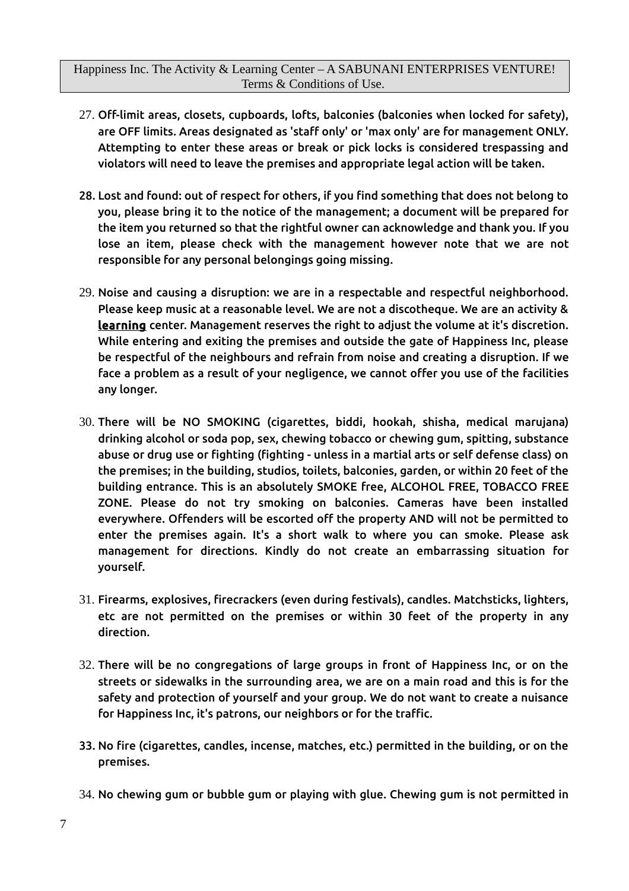27. Off-limit areas, closets, cupboards, lofts, balconies (balconies when locked for safety), are OFF limits. Areas designated as 'staff only' or 'max only' are for management ONLY. Attempting to enter these areas or break or pick locks is considered trespassing and violators will need to leave the premises and appropriate legal action will be taken.

28. Lost and found: out of respect for others, if you find something that does not belong to you, please bring it to the notice of the management; a document will be prepared for the item you returned so that the rightful owner can acknowledge and thank you. If you lose an item, please check with the management however note that we are not responsible for any personal belongings going missing.

29. Noise and causing a disruption: we are in a respectable and respectful neighborhood. Please keep music at a reasonable level. We are not a discotheque. We are an activity & <u>learning</u> center. Management reserves the right to adjust the volume at it's discretion. While entering and exiting the premises and outside the gate of Happiness Inc, please be respectful of the neighbours and refrain from noise and creating a disruption. If we face a problem as a result of your negligence, we cannot offer you use of the facilities any longer.

30. There will be NO SMOKING (cigarettes, biddi, hookah, shisha, medical marujana) drinking alcohol or soda pop, sex, chewing tobacco or chewing gum, spitting, substance abuse or drug use or fighting (fighting - unless in a martial arts or self defense class) on the premises; in the building, studios, toilets, balconies, garden, or within 20 feet of the building entrance. This is an absolutely SMOKE free, ALCOHOL FREE, TOBACCO FREE ZONE. Please do not try smoking on balconies. Cameras have been installed everywhere. Offenders will be escorted off the property AND will not be permitted to enter the premises again. It's a short walk to where you can smoke. Please ask management for directions. Kindly do not create an embarrassing situation for yourself.

31. Firearms, explosives, firecrackers (even during festivals), candles. Matchsticks, lighters, etc are not permitted on the premises or within 30 feet of the property in any direction.

32. There will be no congregations of large groups in front of Happiness Inc, or on the streets or sidewalks in the surrounding area, we are on a main road and this is for the safety and protection of yourself and your group. We do not want to create a nuisance for Happiness Inc, it's patrons, our neighbors or for the traffic.

33. No fire (cigarettes, candles, incense, matches, etc.) permitted in the building, or on the premises.

34. No chewing gum or bubble gum or playing with glue. Chewing gum is not permitted in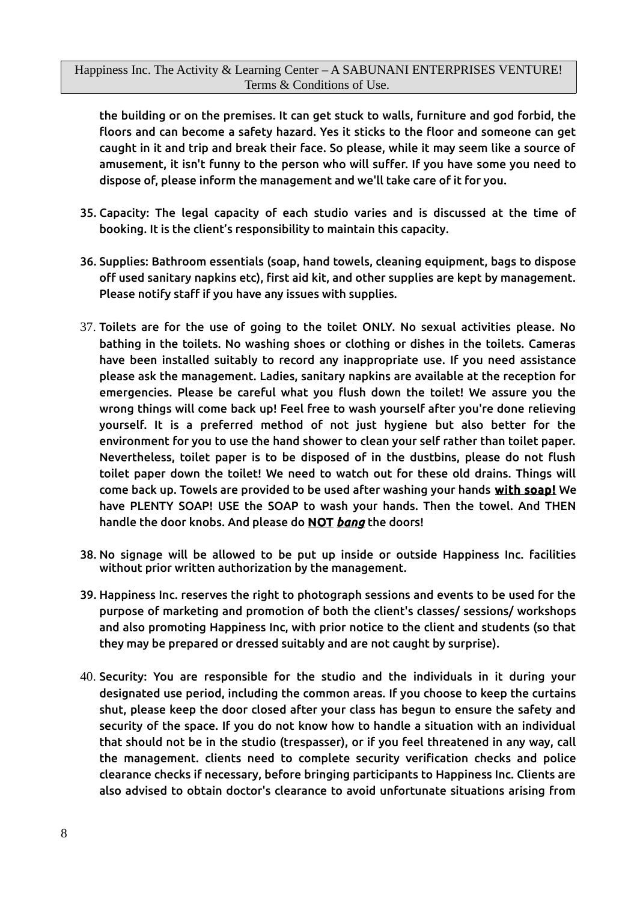the building or on the premises. It can get stuck to walls, furniture and god forbid, the floors and can become a safety hazard. Yes it sticks to the floor and someone can get caught in it and trip and break their face. So please, while it may seem like a source of amusement, it isn't funny to the person who will suffer. If you have some you need to dispose of, please inform the management and we'll take care of it for you.

35. Capacity: The legal capacity of each studio varies and is discussed at the time of booking. It is the client's responsibility to maintain this capacity.

36. Supplies: Bathroom essentials (soap, hand towels, cleaning equipment, bags to dispose off used sanitary napkins etc), first aid kit, and other supplies are kept by management. Please notify staff if you have any issues with supplies.

37. Toilets are for the use of going to the toilet ONLY. No sexual activities please. No bathing in the toilets. No washing shoes or clothing or dishes in the toilets. Cameras have been installed suitably to record any inappropriate use. If you need assistance please ask the management. Ladies, sanitary napkins are available at the reception for emergencies. Please be careful what you flush down the toilet! We assure you the wrong things will come back up! Feel free to wash yourself after you're done relieving yourself. It is a preferred method of not just hygiene but also better for the environment for you to use the hand shower to clean your self rather than toilet paper. Nevertheless, toilet paper is to be disposed of in the dustbins, please do not flush toilet paper down the toilet! We need to watch out for these old drains. Things will come back up. Towels are provided to be used after washing your hands **with soap!** We have PLENTY SOAP! USE the SOAP to wash your hands. Then the towel. And THEN handle the door knobs. And please do **NOT** ***bang*** the doors!

38. No signage will be allowed to be put up inside or outside Happiness Inc. facilities without prior written authorization by the management.

39. Happiness Inc. reserves the right to photograph sessions and events to be used for the purpose of marketing and promotion of both the client's classes/ sessions/ workshops and also promoting Happiness Inc, with prior notice to the client and students (so that they may be prepared or dressed suitably and are not caught by surprise).

40. Security: You are responsible for the studio and the individuals in it during your designated use period, including the common areas. If you choose to keep the curtains shut, please keep the door closed after your class has begun to ensure the safety and security of the space. If you do not know how to handle a situation with an individual that should not be in the studio (trespasser), or if you feel threatened in any way, call the management. clients need to complete security verification checks and police clearance checks if necessary, before bringing participants to Happiness Inc. Clients are also advised to obtain doctor's clearance to avoid unfortunate situations arising from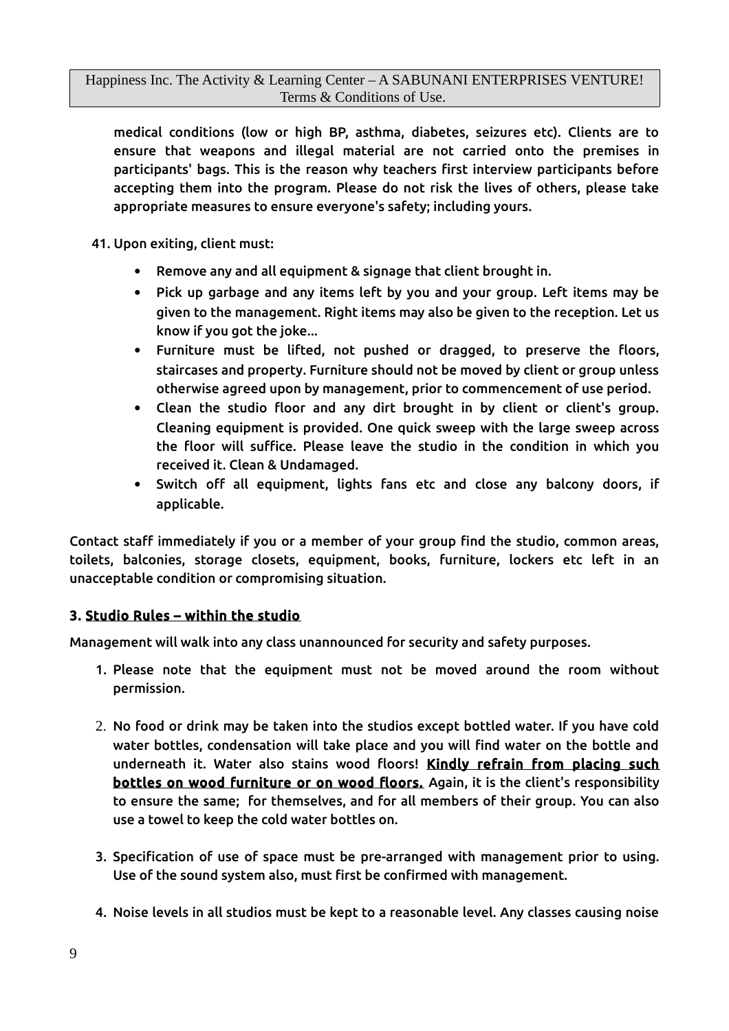medical conditions (low or high BP, asthma, diabetes, seizures etc). Clients are to ensure that weapons and illegal material are not carried onto the premises in participants' bags. This is the reason why teachers first interview participants before accepting them into the program. Please do not risk the lives of others, please take appropriate measures to ensure everyone's safety; including yours.

41. Upon exiting, client must:
    - Remove any and all equipment & signage that client brought in.
    - Pick up garbage and any items left by you and your group. Left items may be given to the management. Right items may also be given to the reception. Let us know if you got the joke...
    - Furniture must be lifted, not pushed or dragged, to preserve the floors, staircases and property. Furniture should not be moved by client or group unless otherwise agreed upon by management, prior to commencement of use period.
    - Clean the studio floor and any dirt brought in by client or client's group. Cleaning equipment is provided. One quick sweep with the large sweep across the floor will suffice. Please leave the studio in the condition in which you received it. Clean & Undamaged.
    - Switch off all equipment, lights fans etc and close any balcony doors, if applicable.

Contact staff immediately if you or a member of your group find the studio, common areas, toilets, balconies, storage closets, equipment, books, furniture, lockers etc left in an unacceptable condition or compromising situation.

### 3. Studio Rules – within the studio

Management will walk into any class unannounced for security and safety purposes.

1. Please note that the equipment must not be moved around the room without permission.

2. No food or drink may be taken into the studios except bottled water. If you have cold water bottles, condensation will take place and you will find water on the bottle and underneath it. Water also stains wood floors! **Kindly refrain from placing such bottles on wood furniture or on wood floors.** Again, it is the client's responsibility to ensure the same; for themselves, and for all members of their group. You can also use a towel to keep the cold water bottles on.

3. Specification of use of space must be pre-arranged with management prior to using. Use of the sound system also, must first be confirmed with management.

4. Noise levels in all studios must be kept to a reasonable level. Any classes causing noise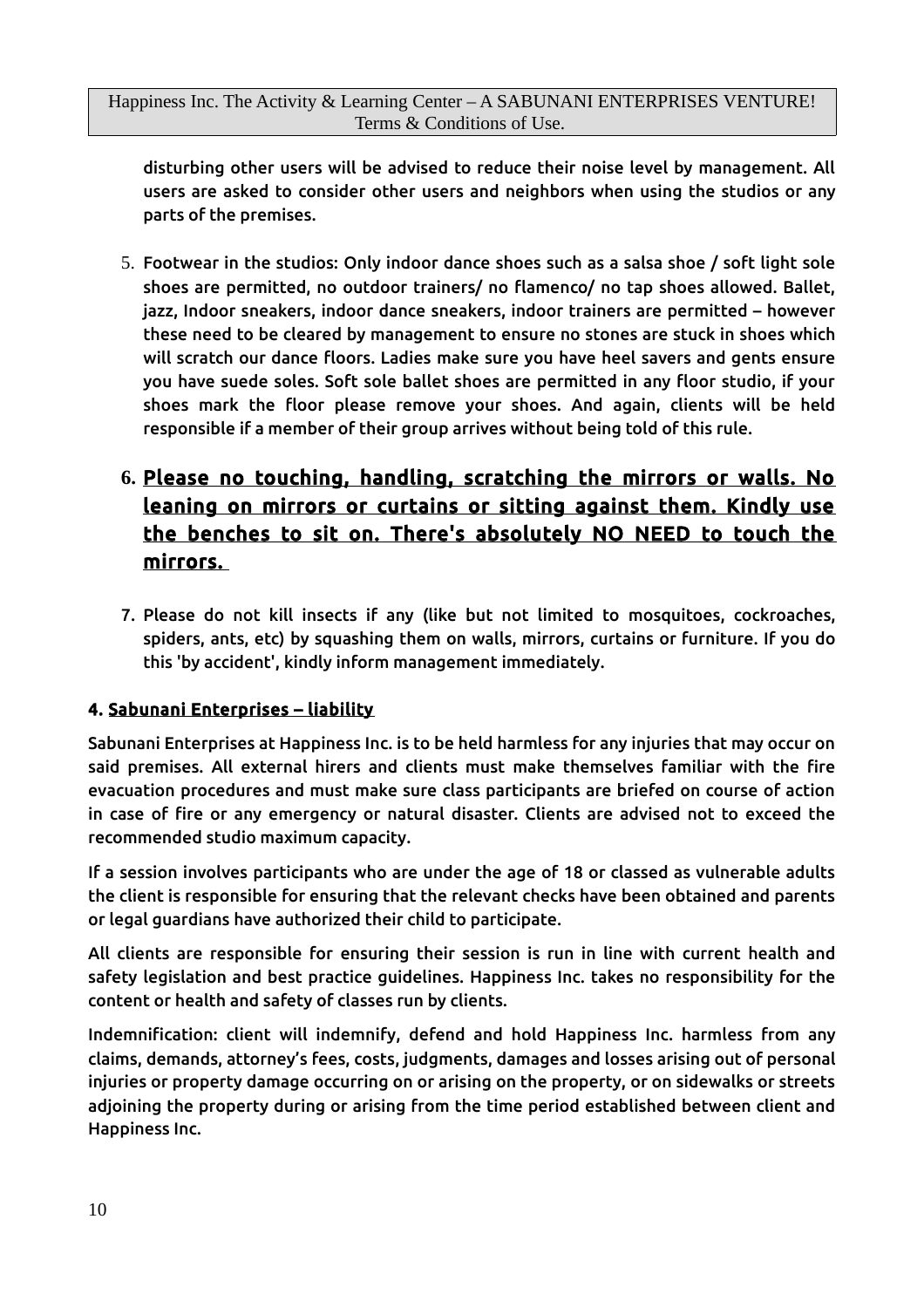disturbing other users will be advised to reduce their noise level by management. All users are asked to consider other users and neighbors when using the studios or any parts of the premises.

5. Footwear in the studios: Only indoor dance shoes such as a salsa shoe / soft light sole shoes are permitted, no outdoor trainers/ no flamenco/ no tap shoes allowed. Ballet, jazz, Indoor sneakers, indoor dance sneakers, indoor trainers are permitted – however these need to be cleared by management to ensure no stones are stuck in shoes which will scratch our dance floors. Ladies make sure you have heel savers and gents ensure you have suede soles. Soft sole ballet shoes are permitted in any floor studio, if your shoes mark the floor please remove your shoes. And again, clients will be held responsible if a member of their group arrives without being told of this rule.

6. **<u>Please no touching, handling, scratching the mirrors or walls. No leaning on mirrors or curtains or sitting against them. Kindly use the benches to sit on. There's absolutely NO NEED to touch the mirrors.</u>**

7. Please do not kill insects if any (like but not limited to mosquitoes, cockroaches, spiders, ants, etc) by squashing them on walls, mirrors, curtains or furniture. If you do this 'by accident', kindly inform management immediately.

**4. <u>Sabunani Enterprises – liability</u>**

Sabunani Enterprises at Happiness Inc. is to be held harmless for any injuries that may occur on said premises. All external hirers and clients must make themselves familiar with the fire evacuation procedures and must make sure class participants are briefed on course of action in case of fire or any emergency or natural disaster. Clients are advised not to exceed the recommended studio maximum capacity.

If a session involves participants who are under the age of 18 or classed as vulnerable adults the client is responsible for ensuring that the relevant checks have been obtained and parents or legal guardians have authorized their child to participate.

All clients are responsible for ensuring their session is run in line with current health and safety legislation and best practice guidelines. Happiness Inc. takes no responsibility for the content or health and safety of classes run by clients.

Indemnification: client will indemnify, defend and hold Happiness Inc. harmless from any claims, demands, attorney's fees, costs, judgments, damages and losses arising out of personal injuries or property damage occurring on or arising on the property, or on sidewalks or streets adjoining the property during or arising from the time period established between client and Happiness Inc.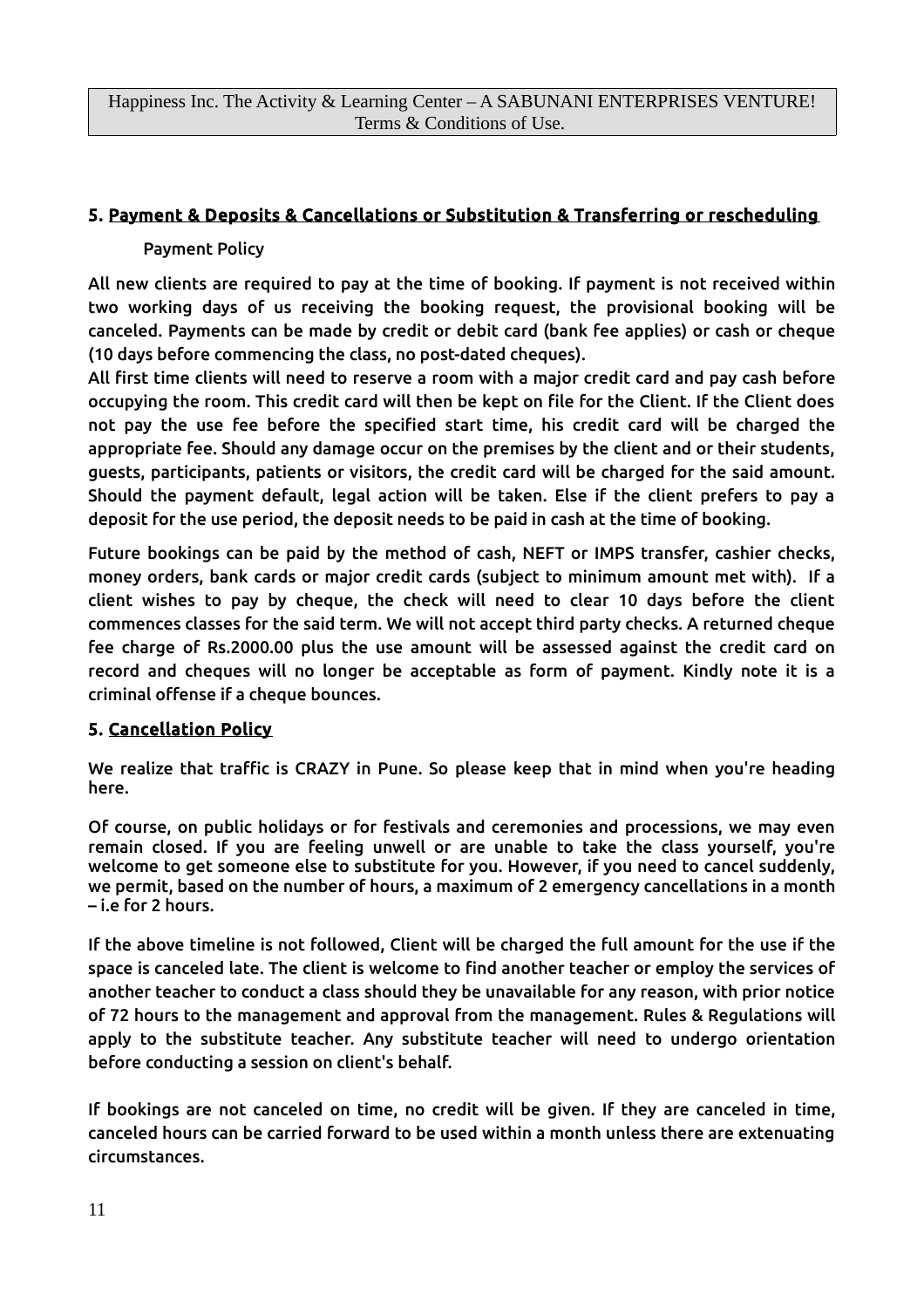## 5. Payment & Deposits & Cancellations or Substitution & Transferring or rescheduling

### Payment Policy

All new clients are required to pay at the time of booking. If payment is not received within two working days of us receiving the booking request, the provisional booking will be canceled. Payments can be made by credit or debit card (bank fee applies) or cash or cheque (10 days before commencing the class, no post-dated cheques).

All first time clients will need to reserve a room with a major credit card and pay cash before occupying the room. This credit card will then be kept on file for the Client. If the Client does not pay the use fee before the specified start time, his credit card will be charged the appropriate fee. Should any damage occur on the premises by the client and or their students, guests, participants, patients or visitors, the credit card will be charged for the said amount. Should the payment default, legal action will be taken. Else if the client prefers to pay a deposit for the use period, the deposit needs to be paid in cash at the time of booking.

Future bookings can be paid by the method of cash, NEFT or IMPS transfer, cashier checks, money orders, bank cards or major credit cards (subject to minimum amount met with). If a client wishes to pay by cheque, the check will need to clear 10 days before the client commences classes for the said term. We will not accept third party checks. A returned cheque fee charge of Rs.2000.00 plus the use amount will be assessed against the credit card on record and cheques will no longer be acceptable as form of payment. Kindly note it is a criminal offense if a cheque bounces.

## 5. Cancellation Policy

We realize that traffic is CRAZY in Pune. So please keep that in mind when you're heading here.

Of course, on public holidays or for festivals and ceremonies and processions, we may even remain closed. If you are feeling unwell or are unable to take the class yourself, you're welcome to get someone else to substitute for you. However, if you need to cancel suddenly, we permit, based on the number of hours, a maximum of 2 emergency cancellations in a month – i.e for 2 hours.

If the above timeline is not followed, Client will be charged the full amount for the use if the space is canceled late. The client is welcome to find another teacher or employ the services of another teacher to conduct a class should they be unavailable for any reason, with prior notice of 72 hours to the management and approval from the management. Rules & Regulations will apply to the substitute teacher. Any substitute teacher will need to undergo orientation before conducting a session on client's behalf.

If bookings are not canceled on time, no credit will be given. If they are canceled in time, canceled hours can be carried forward to be used within a month unless there are extenuating circumstances.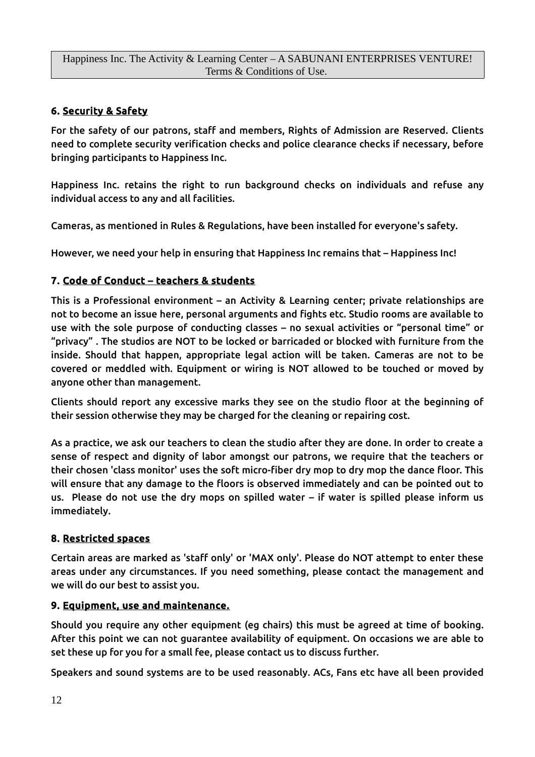## 6. Security & Safety

For the safety of our patrons, staff and members, Rights of Admission are Reserved. Clients need to complete security verification checks and police clearance checks if necessary, before bringing participants to Happiness Inc.

Happiness Inc. retains the right to run background checks on individuals and refuse any individual access to any and all facilities.

Cameras, as mentioned in Rules & Regulations, have been installed for everyone's safety.

However, we need your help in ensuring that Happiness Inc remains that – Happiness Inc!

## 7. Code of Conduct – teachers & students

This is a Professional environment – an Activity & Learning center; private relationships are not to become an issue here, personal arguments and fights etc. Studio rooms are available to use with the sole purpose of conducting classes – no sexual activities or "personal time" or "privacy" . The studios are NOT to be locked or barricaded or blocked with furniture from the inside. Should that happen, appropriate legal action will be taken. Cameras are not to be covered or meddled with. Equipment or wiring is NOT allowed to be touched or moved by anyone other than management.

Clients should report any excessive marks they see on the studio floor at the beginning of their session otherwise they may be charged for the cleaning or repairing cost.

As a practice, we ask our teachers to clean the studio after they are done. In order to create a sense of respect and dignity of labor amongst our patrons, we require that the teachers or their chosen 'class monitor' uses the soft micro-fiber dry mop to dry mop the dance floor. This will ensure that any damage to the floors is observed immediately and can be pointed out to us. Please do not use the dry mops on spilled water – if water is spilled please inform us immediately.

## 8. Restricted spaces

Certain areas are marked as 'staff only' or 'MAX only'. Please do NOT attempt to enter these areas under any circumstances. If you need something, please contact the management and we will do our best to assist you.

## 9. Equipment, use and maintenance.

Should you require any other equipment (eg chairs) this must be agreed at time of booking. After this point we can not guarantee availability of equipment. On occasions we are able to set these up for you for a small fee, please contact us to discuss further.

Speakers and sound systems are to be used reasonably. ACs, Fans etc have all been provided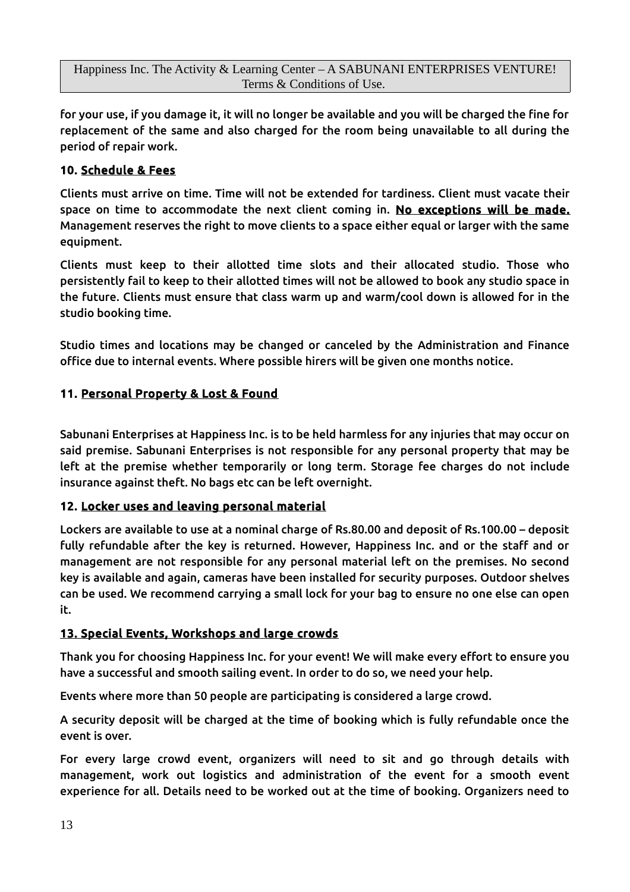for your use, if you damage it, it will no longer be available and you will be charged the fine for replacement of the same and also charged for the room being unavailable to all during the period of repair work.

**10. Schedule & Fees**

Clients must arrive on time. Time will not be extended for tardiness. Client must vacate their space on time to accommodate the next client coming in. **No exceptions will be made.** Management reserves the right to move clients to a space either equal or larger with the same equipment.

Clients must keep to their allotted time slots and their allocated studio. Those who persistently fail to keep to their allotted times will not be allowed to book any studio space in the future. Clients must ensure that class warm up and warm/cool down is allowed for in the studio booking time.

Studio times and locations may be changed or canceled by the Administration and Finance office due to internal events. Where possible hirers will be given one months notice.

**11. Personal Property & Lost & Found**

Sabunani Enterprises at Happiness Inc. is to be held harmless for any injuries that may occur on said premise. Sabunani Enterprises is not responsible for any personal property that may be left at the premise whether temporarily or long term. Storage fee charges do not include insurance against theft. No bags etc can be left overnight.

**12. Locker uses and leaving personal material**

Lockers are available to use at a nominal charge of Rs.80.00 and deposit of Rs.100.00 – deposit fully refundable after the key is returned. However, Happiness Inc. and or the staff and or management are not responsible for any personal material left on the premises. No second key is available and again, cameras have been installed for security purposes. Outdoor shelves can be used. We recommend carrying a small lock for your bag to ensure no one else can open it.

**13. Special Events, Workshops and large crowds**

Thank you for choosing Happiness Inc. for your event! We will make every effort to ensure you have a successful and smooth sailing event. In order to do so, we need your help.

Events where more than 50 people are participating is considered a large crowd.

A security deposit will be charged at the time of booking which is fully refundable once the event is over.

For every large crowd event, organizers will need to sit and go through details with management, work out logistics and administration of the event for a smooth event experience for all. Details need to be worked out at the time of booking. Organizers need to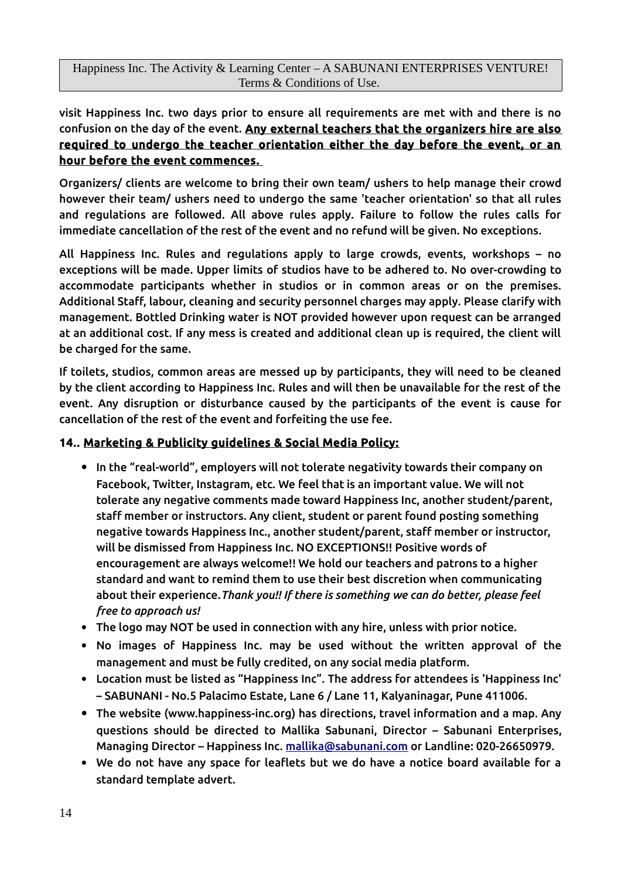visit Happiness Inc. two days prior to ensure all requirements are met with and there is no confusion on the day of the event. **Any external teachers that the organizers hire are also required to undergo the teacher orientation either the day before the event, or an hour before the event commences.**

Organizers/ clients are welcome to bring their own team/ ushers to help manage their crowd however their team/ ushers need to undergo the same 'teacher orientation' so that all rules and regulations are followed. All above rules apply. Failure to follow the rules calls for immediate cancellation of the rest of the event and no refund will be given. No exceptions.

All Happiness Inc. Rules and regulations apply to large crowds, events, workshops – no exceptions will be made. Upper limits of studios have to be adhered to. No over-crowding to accommodate participants whether in studios or in common areas or on the premises. Additional Staff, labour, cleaning and security personnel charges may apply. Please clarify with management. Bottled Drinking water is NOT provided however upon request can be arranged at an additional cost. If any mess is created and additional clean up is required, the client will be charged for the same.

If toilets, studios, common areas are messed up by participants, they will need to be cleaned by the client according to Happiness Inc. Rules and will then be unavailable for the rest of the event. Any disruption or disturbance caused by the participants of the event is cause for cancellation of the rest of the event and forfeiting the use fee.

**14.. Marketing & Publicity guidelines & Social Media Policy:**

- In the "real-world", employers will not tolerate negativity towards their company on Facebook, Twitter, Instagram, etc. We feel that is an important value. We will not tolerate any negative comments made toward Happiness Inc, another student/parent, staff member or instructors. Any client, student or parent found posting something negative towards Happiness Inc., another student/parent, staff member or instructor, will be dismissed from Happiness Inc. NO EXCEPTIONS!! Positive words of encouragement are always welcome!! We hold our teachers and patrons to a higher standard and want to remind them to use their best discretion when communicating about their experience.*Thank you!! If there is something we can do better, please feel free to approach us!*
- The logo may NOT be used in connection with any hire, unless with prior notice.
- No images of Happiness Inc. may be used without the written approval of the management and must be fully credited, on any social media platform.
- Location must be listed as "Happiness Inc". The address for attendees is 'Happiness Inc' – SABUNANI - No.5 Palacimo Estate, Lane 6 / Lane 11, Kalyaninagar, Pune 411006.
- The website (www.happiness-inc.org) has directions, travel information and a map. Any questions should be directed to Mallika Sabunani, Director – Sabunani Enterprises, Managing Director – Happiness Inc. mallika@sabunani.com or Landline: 020-26650979.
- We do not have any space for leaflets but we do have a notice board available for a standard template advert.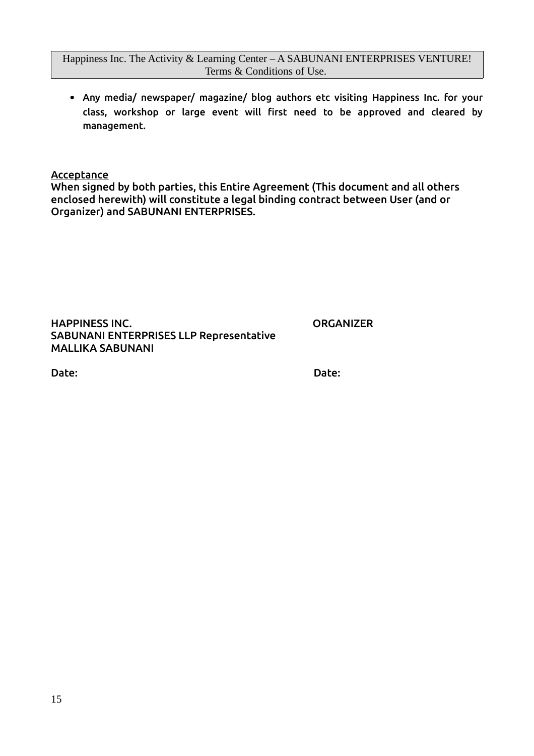- Any media/ newspaper/ magazine/ blog authors etc visiting Happiness Inc. for your class, workshop or large event will first need to be approved and cleared by management.

<u>Acceptance</u>

When signed by both parties, this Entire Agreement (This document and all others enclosed herewith) will constitute a legal binding contract between User (and or Organizer) and SABUNANI ENTERPRISES.

HAPPINESS INC.
SABUNANI ENTERPRISES LLP Representative
MALLIKA SABUNANI

Date:

ORGANIZER

Date: